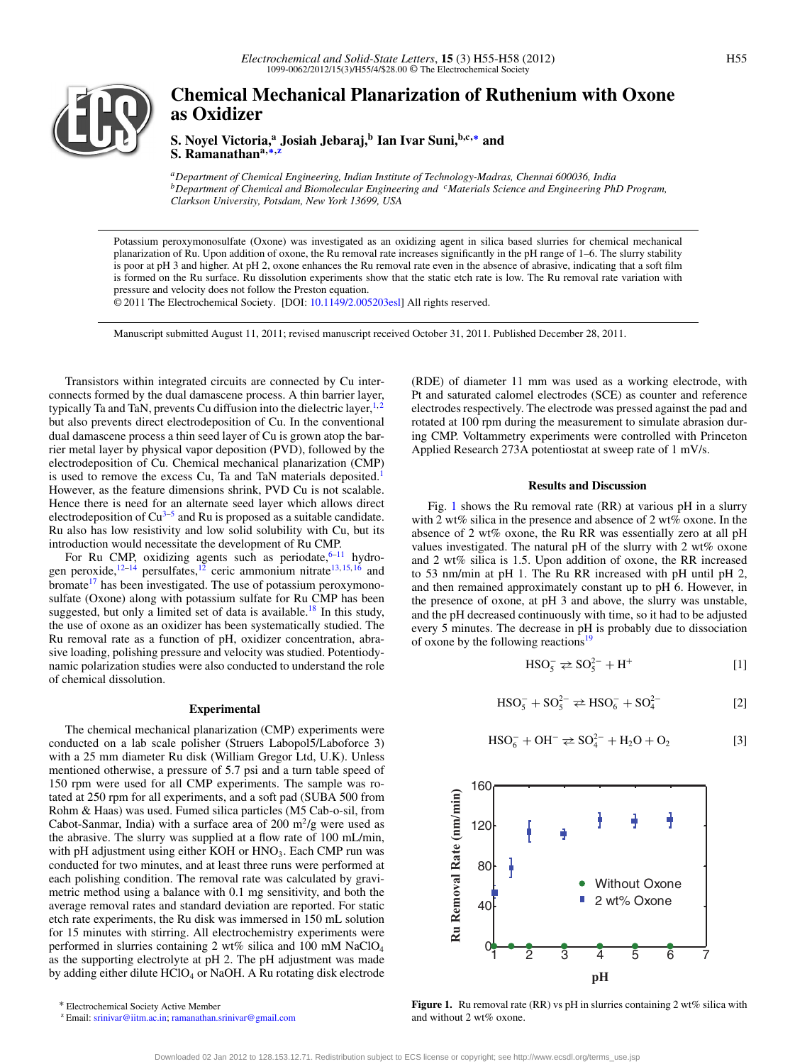# Chemical Mechanical Planarization of Ruthenium with Oxone as Oxidizer

**S. Noyel Victoria,[a] Josiah Jebaraj,[b] Ian Ivar Suni,[b,c,*] and S. Ramanathan[a,*,z]**

[a]*Department of Chemical Engineering, Indian Institute of Technology-Madras, Chennai 600036, India*
[b]*Department of Chemical and Biomolecular Engineering and* [c]*Materials Science and Engineering PhD Program, Clarkson University, Potsdam, New York 13699, USA*

Potassium peroxymonosulfate (Oxone) was investigated as an oxidizing agent in silica based slurries for chemical mechanical planarization of Ru. Upon addition of oxone, the Ru removal rate increases significantly in the pH range of 1–6. The slurry stability is poor at pH 3 and higher. At pH 2, oxone enhances the Ru removal rate even in the absence of abrasive, indicating that a soft film is formed on the Ru surface. Ru dissolution experiments show that the static etch rate is low. The Ru removal rate variation with pressure and velocity does not follow the Preston equation.
© 2011 The Electrochemical Society. [DOI: 10.1149/2.005203esl] All rights reserved.

Manuscript submitted August 11, 2011; revised manuscript received October 31, 2011. Published December 28, 2011.

Transistors within integrated circuits are connected by Cu interconnects formed by the dual damascene process. A thin barrier layer, typically Ta and TaN, prevents Cu diffusion into the dielectric layer,[1,2] but also prevents direct electrodeposition of Cu. In the conventional dual damascene process a thin seed layer of Cu is grown atop the barrier metal layer by physical vapor deposition (PVD), followed by the electrodeposition of Cu. Chemical mechanical planarization (CMP) is used to remove the excess Cu, Ta and TaN materials deposited.[1] However, as the feature dimensions shrink, PVD Cu is not scalable. Hence there is need for an alternate seed layer which allows direct electrodeposition of Cu[3–5] and Ru is proposed as a suitable candidate. Ru also has low resistivity and low solid solubility with Cu, but its introduction would necessitate the development of Ru CMP.

For Ru CMP, oxidizing agents such as periodate,[6–11] hydrogen peroxide,[12–14] persulfates,[12] ceric ammonium nitrate[13,15,16] and bromate[17] has been investigated. The use of potassium peroxymonosulfate (Oxone) along with potassium sulfate for Ru CMP has been suggested, but only a limited set of data is available.[18] In this study, the use of oxone as an oxidizer has been systematically studied. The Ru removal rate as a function of pH, oxidizer concentration, abrasive loading, polishing pressure and velocity was studied. Potentiodynamic polarization studies were also conducted to understand the role of chemical dissolution.

## Experimental

The chemical mechanical planarization (CMP) experiments were conducted on a lab scale polisher (Struers Labopol5/Laboforce 3) with a 25 mm diameter Ru disk (William Gregor Ltd, U.K). Unless mentioned otherwise, a pressure of 5.7 psi and a turn table speed of 150 rpm were used for all CMP experiments. The sample was rotated at 250 rpm for all experiments, and a soft pad (SUBA 500 from Rohm & Haas) was used. Fumed silica particles (M5 Cab-o-sil, from Cabot-Sanmar, India) with a surface area of 200 $m^2$/g were used as the abrasive. The slurry was supplied at a flow rate of 100 mL/min, with pH adjustment using either KOH or $HNO_3$. Each CMP run was conducted for two minutes, and at least three runs were performed at each polishing condition. The removal rate was calculated by gravimetric method using a balance with 0.1 mg sensitivity, and both the average removal rates and standard deviation are reported. For static etch rate experiments, the Ru disk was immersed in 150 mL solution for 15 minutes with stirring. All electrochemistry experiments were performed in slurries containing 2 wt% silica and 100 mM $NaClO_4$ as the supporting electrolyte at pH 2. The pH adjustment was made by adding either dilute $HClO_4$ or NaOH. A Ru rotating disk electrode (RDE) of diameter 11 mm was used as a working electrode, with Pt and saturated calomel electrodes (SCE) as counter and reference electrodes respectively. The electrode was pressed against the pad and rotated at 100 rpm during the measurement to simulate abrasion during CMP. Voltammetry experiments were controlled with Princeton Applied Research 273A potentiostat at sweep rate of 1 mV/s.

## Results and Discussion

Fig. 1 shows the Ru removal rate (RR) at various pH in a slurry with 2 wt% silica in the presence and absence of 2 wt% oxone. In the absence of 2 wt% oxone, the Ru RR was essentially zero at all pH values investigated. The natural pH of the slurry with 2 wt% oxone and 2 wt% silica is 1.5. Upon addition of oxone, the RR increased to 53 nm/min at pH 1. The Ru RR increased with pH until pH 2, and then remained approximately constant up to pH 6. However, in the presence of oxone, at pH 3 and above, the slurry was unstable, and the pH decreased continuously with time, so it had to be adjusted every 5 minutes. The decrease in pH is probably due to dissociation of oxone by the following reactions[19]

$$HSO_5^- \rightleftarrows SO_5^{2-} + H^+ \quad [1]$$

$$HSO_5^- + SO_5^{2-} \rightleftarrows HSO_6^- + SO_4^{2-} \quad [2]$$

$$HSO_6^- + OH^- \rightleftarrows SO_4^{2-} + H_2O + O_2 \quad [3]$$

**Figure 1.** Ru removal rate (RR) vs pH in slurries containing 2 wt% silica with and without 2 wt% oxone.

\* Electrochemical Society Active Member
z Email: srinivar@iitm.ac.in; ramanathan.srinivar@gmail.com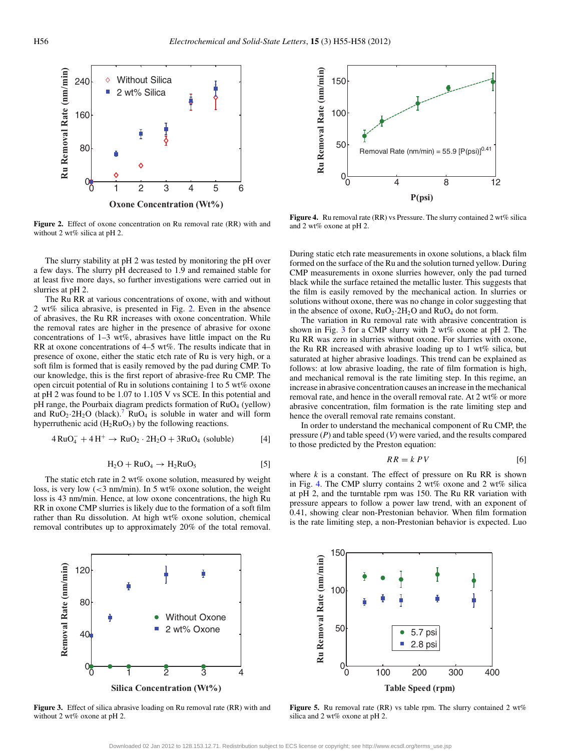Figure 2. Effect of oxone concentration on Ru removal rate (RR) with and without 2 wt% silica at pH 2.

Figure 4. Ru removal rate (RR) vs Pressure. The slurry contained 2 wt% silica and 2 wt% oxone at pH 2.

The slurry stability at pH 2 was tested by monitoring the pH over a few days. The slurry pH decreased to 1.9 and remained stable for at least five more days, so further investigations were carried out in slurries at pH 2.

The Ru RR at various concentrations of oxone, with and without 2 wt% silica abrasive, is presented in Fig. 2. Even in the absence of abrasives, the Ru RR increases with oxone concentration. While the removal rates are higher in the presence of abrasive for oxone concentrations of 1–3 wt%, abrasives have little impact on the Ru RR at oxone concentrations of 4–5 wt%. The results indicate that in presence of oxone, either the static etch rate of Ru is very high, or a soft film is formed that is easily removed by the pad during CMP. To our knowledge, this is the first report of abrasive-free Ru CMP. The open circuit potential of Ru in solutions containing 1 to 5 wt% oxone at pH 2 was found to be 1.07 to 1.105 V vs SCE. In this potential and pH range, the Pourbaix diagram predicts formation of $RuO_4$ (yellow) and $RuO_2 \cdot 2H_2O$ (black).[7] $RuO_4$ is soluble in water and will form hyperruthenic acid ($H_2RuO_5$) by the following reactions.

$$4\,RuO_4^- + 4\,H^+ \rightarrow RuO_2 \cdot 2H_2O + 3RuO_4 \text{ (soluble)} \qquad [4]$$

$$H_2O + RuO_4 \rightarrow H_2RuO_5 \qquad [5]$$

The static etch rate in 2 wt% oxone solution, measured by weight loss, is very low (<3 nm/min). In 5 wt% oxone solution, the weight loss is 43 nm/min. Hence, at low oxone concentrations, the high Ru RR in oxone CMP slurries is likely due to the formation of a soft film rather than Ru dissolution. At high wt% oxone solution, chemical removal contributes up to approximately 20% of the total removal. During static etch rate measurements in oxone solutions, a black film formed on the surface of the Ru and the solution turned yellow. During CMP measurements in oxone slurries however, only the pad turned black while the surface retained the metallic luster. This suggests that the film is easily removed by the mechanical action. In slurries or solutions without oxone, there was no change in color suggesting that in the absence of oxone, $RuO_2 \cdot 2H_2O$ and $RuO_4$ do not form.

The variation in Ru removal rate with abrasive concentration is shown in Fig. 3 for a CMP slurry with 2 wt% oxone at pH 2. The Ru RR was zero in slurries without oxone. For slurries with oxone, the Ru RR increased with abrasive loading up to 1 wt% silica, but saturated at higher abrasive loadings. This trend can be explained as follows: at low abrasive loading, the rate of film formation is high, and mechanical removal is the rate limiting step. In this regime, an increase in abrasive concentration causes an increase in the mechanical removal rate, and hence in the overall removal rate. At 2 wt% or more abrasive concentration, film formation is the rate limiting step and hence the overall removal rate remains constant.

In order to understand the mechanical component of Ru CMP, the pressure ($P$) and table speed ($V$) were varied, and the results compared to those predicted by the Preston equation:

$$RR = k\,PV \qquad [6]$$

where $k$ is a constant. The effect of pressure on Ru RR is shown in Fig. 4. The CMP slurry contains 2 wt% oxone and 2 wt% silica at pH 2, and the turntable rpm was 150. The Ru RR variation with pressure appears to follow a power law trend, with an exponent of 0.41, showing clear non-Prestonian behavior. When film formation is the rate limiting step, a non-Prestonian behavior is expected. Luo

Figure 3. Effect of silica abrasive loading on Ru removal rate (RR) with and without 2 wt% oxone at pH 2.

Figure 5. Ru removal rate (RR) vs table rpm. The slurry contained 2 wt% silica and 2 wt% oxone at pH 2.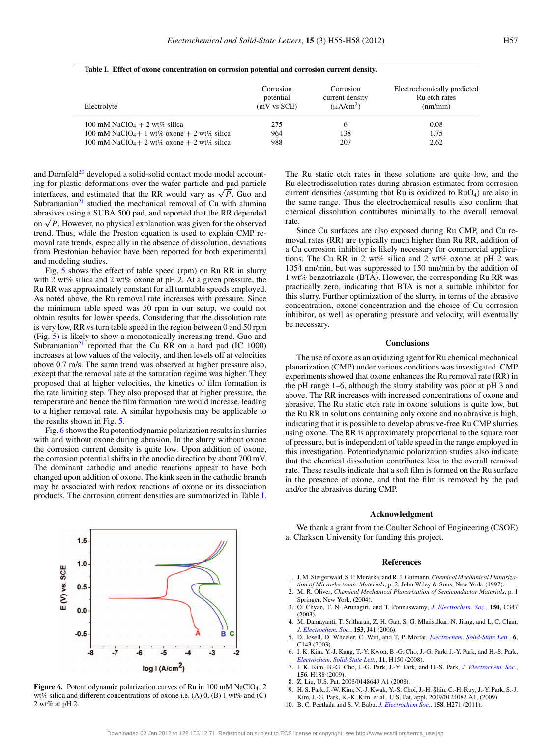**Table I. Effect of oxone concentration on corrosion potential and corrosion current density.**

| Electrolyte | Corrosion potential (mV vs SCE) | Corrosion current density ($\mu A/cm^2$) | Electrochemically predicted Ru etch rates (nm/min) |
|---|---|---|---|
| 100 mM $NaClO_4$ + 2 wt% silica | 275 | 6 | 0.08 |
| 100 mM $NaClO_4$ + 1 wt% oxone + 2 wt% silica | 964 | 138 | 1.75 |
| 100 mM $NaClO_4$ + 2 wt% oxone + 2 wt% silica | 988 | 207 | 2.62 |

and Dornfeld[20] developed a solid-solid contact mode model accounting for plastic deformations over the wafer-particle and pad-particle interfaces, and estimated that the RR would vary as $\sqrt{P}$. Guo and Subramanian[21] studied the mechanical removal of Cu with alumina abrasives using a SUBA 500 pad, and reported that the RR depended on $\sqrt{P}$. However, no physical explanation was given for the observed trend. Thus, while the Preston equation is used to explain CMP removal rate trends, especially in the absence of dissolution, deviations from Prestonian behavior have been reported for both experimental and modeling studies.

Fig. 5 shows the effect of table speed (rpm) on Ru RR in slurry with 2 wt% silica and 2 wt% oxone at pH 2. At a given pressure, the Ru RR was approximately constant for all turntable speeds employed. As noted above, the Ru removal rate increases with pressure. Since the minimum table speed was 50 rpm in our setup, we could not obtain results for lower speeds. Considering that the dissolution rate is very low, RR vs turn table speed in the region between 0 and 50 rpm (Fig. 5) is likely to show a monotonically increasing trend. Guo and Subramanian[21] reported that the Cu RR on a hard pad (IC 1000) increases at low values of the velocity, and then levels off at velocities above 0.7 m/s. The same trend was observed at higher pressure also, except that the removal rate at the saturation regime was higher. They proposed that at higher velocities, the kinetics of film formation is the rate limiting step. They also proposed that at higher pressure, the temperature and hence the film formation rate would increase, leading to a higher removal rate. A similar hypothesis may be applicable to the results shown in Fig. 5.

Fig. 6 shows the Ru potentiodynamic polarization results in slurries with and without oxone during abrasion. In the slurry without oxone the corrosion current density is quite low. Upon addition of oxone, the corrosion potential shifts in the anodic direction by about 700 mV. The dominant cathodic and anodic reactions appear to have both changed upon addition of oxone. The kink seen in the cathodic branch may be associated with redox reactions of oxone or its dissociation products. The corrosion current densities are summarized in Table I.

**Figure 6.** Potentiodynamic polarization curves of Ru in 100 mM $NaClO_4$, 2 wt% silica and different concentrations of oxone i.e. (A) 0, (B) 1 wt% and (C) 2 wt% at pH 2.

The Ru static etch rates in these solutions are quite low, and the Ru electrodissolution rates during abrasion estimated from corrosion current densities (assuming that Ru is oxidized to $RuO_4$) are also in the same range. Thus the electrochemical results also confirm that chemical dissolution contributes minimally to the overall removal rate.

Since Cu surfaces are also exposed during Ru CMP, and Cu removal rates (RR) are typically much higher than Ru RR, addition of a Cu corrosion inhibitor is likely necessary for commercial applications. The Cu RR in 2 wt% silica and 2 wt% oxone at pH 2 was 1054 nm/min, but was suppressed to 150 nm/min by the addition of 1 wt% benzotriazole (BTA). However, the corresponding Ru RR was practically zero, indicating that BTA is not a suitable inhibitor for this slurry. Further optimization of the slurry, in terms of the abrasive concentration, oxone concentration and the choice of Cu corrosion inhibitor, as well as operating pressure and velocity, will eventually be necessary.

## Conclusions

The use of oxone as an oxidizing agent for Ru chemical mechanical planarization (CMP) under various conditions was investigated. CMP experiments showed that oxone enhances the Ru removal rate (RR) in the pH range 1–6, although the slurry stability was poor at pH 3 and above. The RR increases with increased concentrations of oxone and abrasive. The Ru static etch rate in oxone solutions is quite low, but the Ru RR in solutions containing only oxone and no abrasive is high, indicating that it is possible to develop abrasive-free Ru CMP slurries using oxone. The RR is approximately proportional to the square root of pressure, but is independent of table speed in the range employed in this investigation. Potentiodynamic polarization studies also indicate that the chemical dissolution contributes less to the overall removal rate. These results indicate that a soft film is formed on the Ru surface in the presence of oxone, and that the film is removed by the pad and/or the abrasives during CMP.

## Acknowledgment

We thank a grant from the Coulter School of Engineering (CSOE) at Clarkson University for funding this project.

## References

1. J. M. Steigerwald, S. P. Murarka, and R. J. Gutmann, *Chemical Mechanical Planarization of Microelectronic Materials*, p. 2, John Wiley & Sons, New York, (1997).
2. M. R. Oliver, *Chemical Mechanical Planarization of Semiconductor Materials*, p. 1 Springer, New York, (2004).
3. O. Chyan, T. N. Arunagiri, and T. Ponnuswamy, *J. Electrochem. Soc.*, **150**, C347 (2003).
4. M. Damayanti, T. Sritharan, Z. H. Gan, S. G. Mhaisalkar, N. Jiang, and L. C. Chan, *J. Electrochem. Soc.*, **153**, J41 (2006).
5. D. Josell, D. Wheeler, C. Witt, and T. P. Moffat, *Electrochem. Solid-State Lett.*, **6**, C143 (2003).
6. I. K. Kim, Y.-J. Kang, T.-Y. Kwon, B.-G. Cho, J.-G. Park, J.-Y. Park, and H.-S. Park, *Electrochem. Solid-State Lett.*, **11**, H150 (2008).
7. I. K. Kim, B.-G. Cho, J.-G. Park, J.-Y. Park, and H.-S. Park, *J. Electrochem. Soc.*, **156**, H188 (2009).
8. Z. Liu, U.S. Pat. 2008/0148649 A1 (2008).
9. H. S. Park, J.-W. Kim, N.-J. Kwak, Y.-S. Choi, J.-H. Shin, C.-H. Ruy, J.-Y. Park, S.-J. Kim, J.-G. Park, K.-K. Kim, et al., U.S. Pat. appl. 2009/0124082 A1, (2009).
10. B. C. Peethala and S. V. Babu, *J. Electrochem Soc.*, **158**, H271 (2011).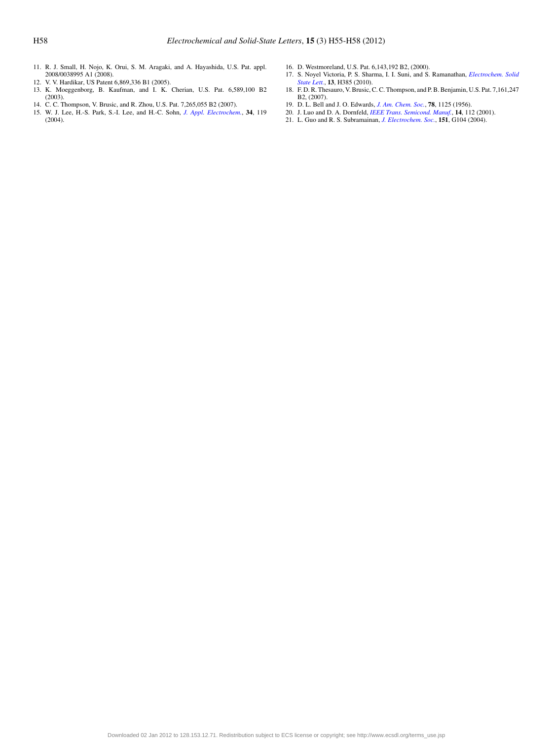11. R. J. Small, H. Nojo, K. Orui, S. M. Aragaki, and A. Hayashida, U.S. Pat. appl. 2008/0038995 A1 (2008).
12. V. V. Hardikar, US Patent 6,869,336 B1 (2005).
13. K. Moeggenborg, B. Kaufman, and I. K. Cherian, U.S. Pat. 6,589,100 B2 (2003).
14. C. C. Thompson, V. Brusic, and R. Zhou, U.S. Pat. 7,265,055 B2 (2007).
15. W. J. Lee, H.-S. Park, S.-I. Lee, and H.-C. Sohn, *J. Appl. Electrochem.*, **34**, 119 (2004).
16. D. Westmoreland, U.S. Pat. 6,143,192 B2, (2000).
17. S. Noyel Victoria, P. S. Sharma, I. I. Suni, and S. Ramanathan, *Electrochem. Solid State Lett.*, **13**, H385 (2010).
18. F. D. R. Thesauro, V. Brusic, C. C. Thompson, and P. B. Benjamin, U.S. Pat. 7,161,247 B2, (2007).
19. D. L. Bell and J. O. Edwards, *J. Am. Chem. Soc.*, **78**, 1125 (1956).
20. J. Luo and D. A. Dornfeld, *IEEE Trans. Semicond. Manuf.*, **14**, 112 (2001).
21. L. Guo and R. S. Subramainan, *J. Electrochem. Soc.*, **151**, G104 (2004).